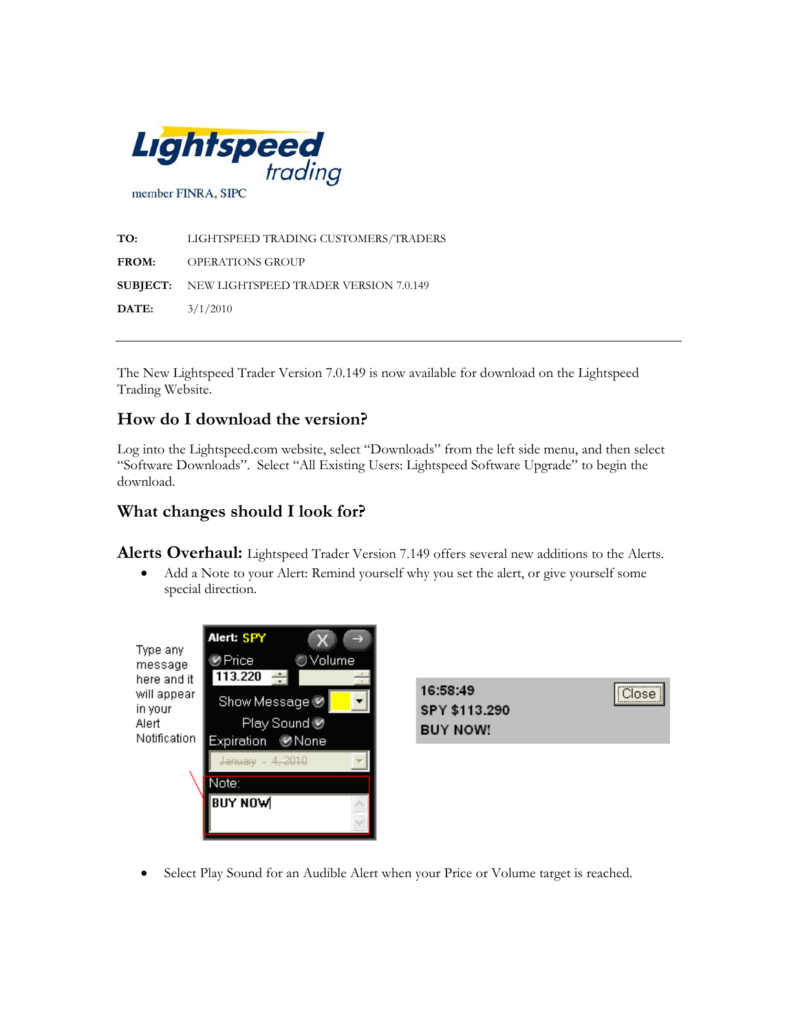**Lightspeed** *trading*

member FINRA, SIPC

**TO:** LIGHTSPEED TRADING CUSTOMERS/TRADERS

**FROM:** OPERATIONS GROUP

**SUBJECT:** NEW LIGHTSPEED TRADER VERSION 7.0.149

**DATE:** 3/1/2010

---

The New Lightspeed Trader Version 7.0.149 is now available for download on the Lightspeed Trading Website.

## How do I download the version?

Log into the Lightspeed.com website, select "Downloads" from the left side menu, and then select "Software Downloads". Select "All Existing Users: Lightspeed Software Upgrade" to begin the download.

## What changes should I look for?

**Alerts Overhaul:** Lightspeed Trader Version 7.149 offers several new additions to the Alerts.

- Add a Note to your Alert: Remind yourself why you set the alert, or give yourself some special direction.

Type any message here and it will appear in your Alert Notification

- Select Play Sound for an Audible Alert when your Price or Volume target is reached.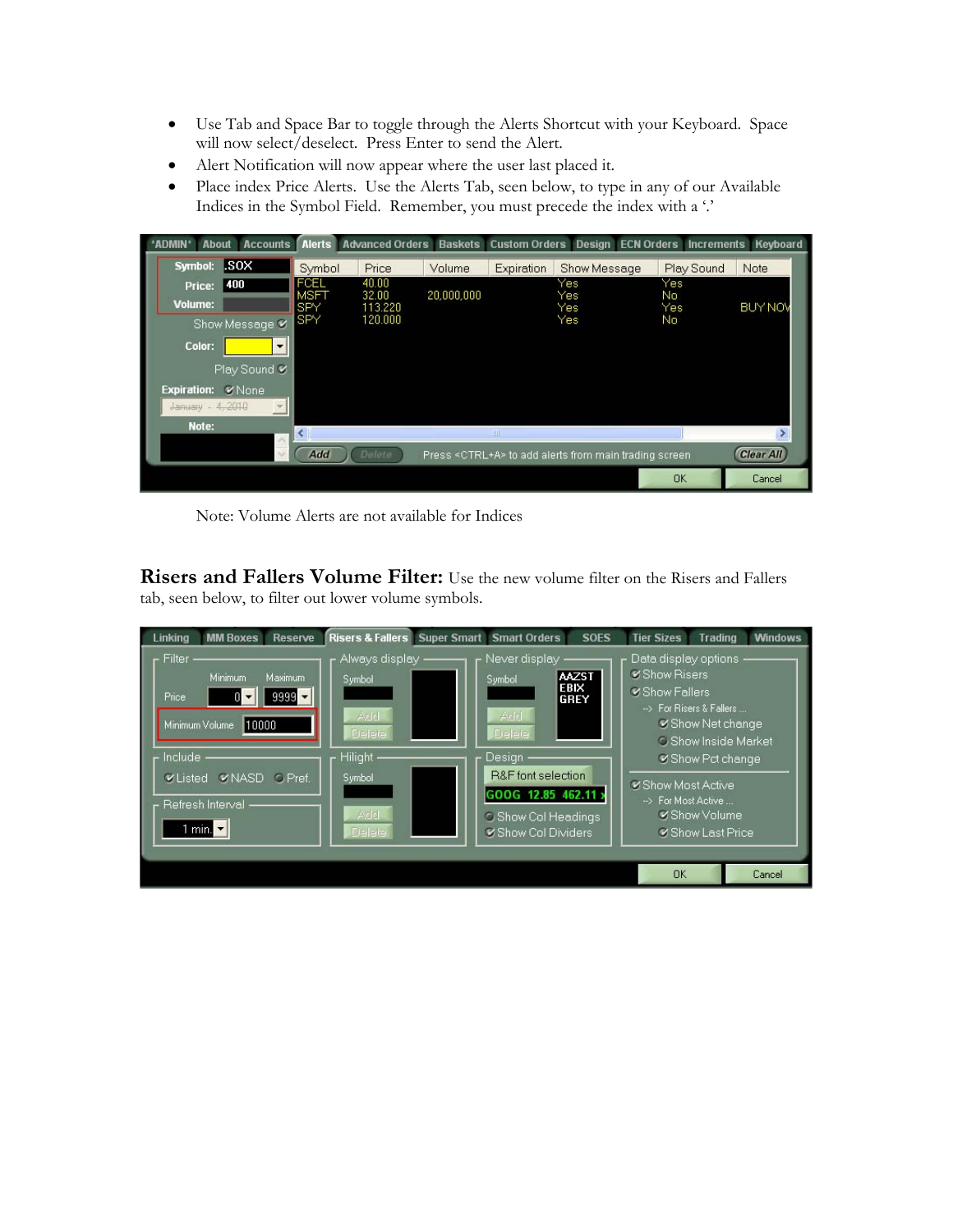- Use Tab and Space Bar to toggle through the Alerts Shortcut with your Keyboard. Space will now select/deselect. Press Enter to send the Alert.
- Alert Notification will now appear where the user last placed it.
- Place index Price Alerts. Use the Alerts Tab, seen below, to type in any of our Available Indices in the Symbol Field. Remember, you must precede the index with a '.'

Note: Volume Alerts are not available for Indices

**Risers and Fallers Volume Filter:** Use the new volume filter on the Risers and Fallers tab, seen below, to filter out lower volume symbols.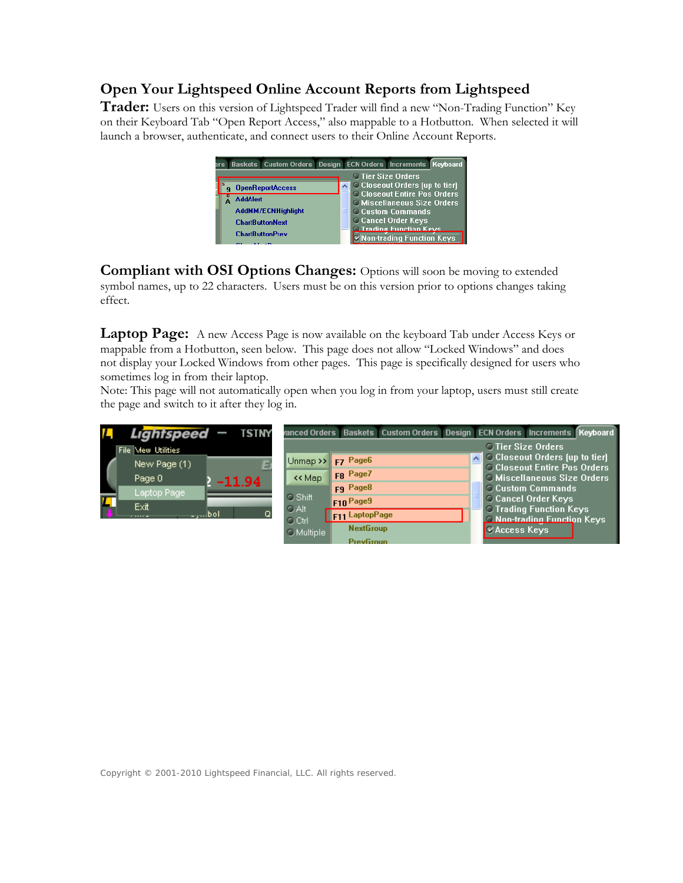**Open Your Lightspeed Online Account Reports from Lightspeed Trader:** Users on this version of Lightspeed Trader will find a new "Non-Trading Function" Key on their Keyboard Tab "Open Report Access," also mappable to a Hotbutton. When selected it will launch a browser, authenticate, and connect users to their Online Account Reports.

**Compliant with OSI Options Changes:** Options will soon be moving to extended symbol names, up to 22 characters. Users must be on this version prior to options changes taking effect.

**Laptop Page:** A new Access Page is now available on the keyboard Tab under Access Keys or mappable from a Hotbutton, seen below. This page does not allow "Locked Windows" and does not display your Locked Windows from other pages. This page is specifically designed for users who sometimes log in from their laptop.

Note: This page will not automatically open when you log in from your laptop, users must still create the page and switch to it after they log in.